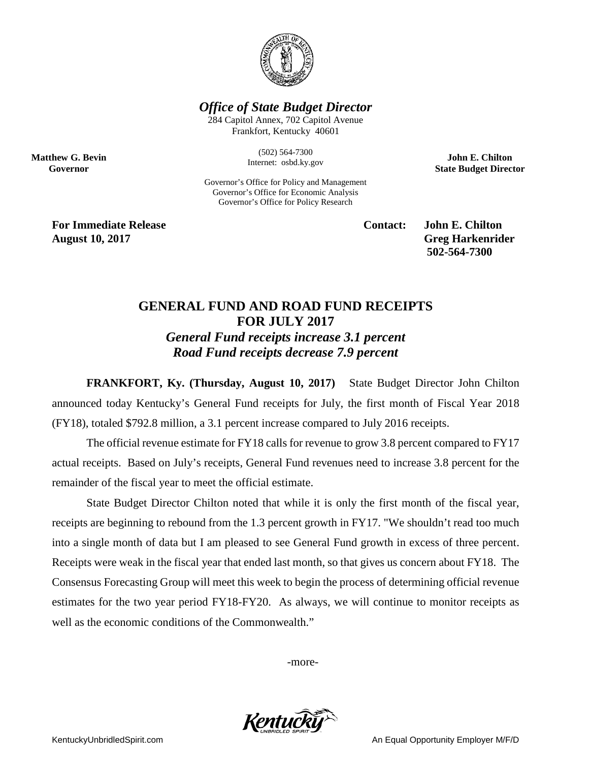***Office of State Budget Director***

284 Capitol Annex, 702 Capitol Avenue
Frankfort, Kentucky 40601

(502) 564-7300
Internet: osbd.ky.gov

Governor's Office for Policy and Management
Governor's Office for Economic Analysis
Governor's Office for Policy Research

**Matthew G. Bevin**
**Governor**

**John E. Chilton**
**State Budget Director**

**For Immediate Release**
**August 10, 2017**

**Contact: John E. Chilton**
**Greg Harkenrider**
**502-564-7300**

## GENERAL FUND AND ROAD FUND RECEIPTS FOR JULY 2017

### *General Fund receipts increase 3.1 percent*
### *Road Fund receipts decrease 7.9 percent*

**FRANKFORT, Ky. (Thursday, August 10, 2017)** State Budget Director John Chilton announced today Kentucky's General Fund receipts for July, the first month of Fiscal Year 2018 (FY18), totaled $792.8 million, a 3.1 percent increase compared to July 2016 receipts.

The official revenue estimate for FY18 calls for revenue to grow 3.8 percent compared to FY17 actual receipts. Based on July's receipts, General Fund revenues need to increase 3.8 percent for the remainder of the fiscal year to meet the official estimate.

State Budget Director Chilton noted that while it is only the first month of the fiscal year, receipts are beginning to rebound from the 1.3 percent growth in FY17. "We shouldn't read too much into a single month of data but I am pleased to see General Fund growth in excess of three percent. Receipts were weak in the fiscal year that ended last month, so that gives us concern about FY18. The Consensus Forecasting Group will meet this week to begin the process of determining official revenue estimates for the two year period FY18-FY20. As always, we will continue to monitor receipts as well as the economic conditions of the Commonwealth."

-more-

KentuckyUnbridledSpirit.com

An Equal Opportunity Employer M/F/D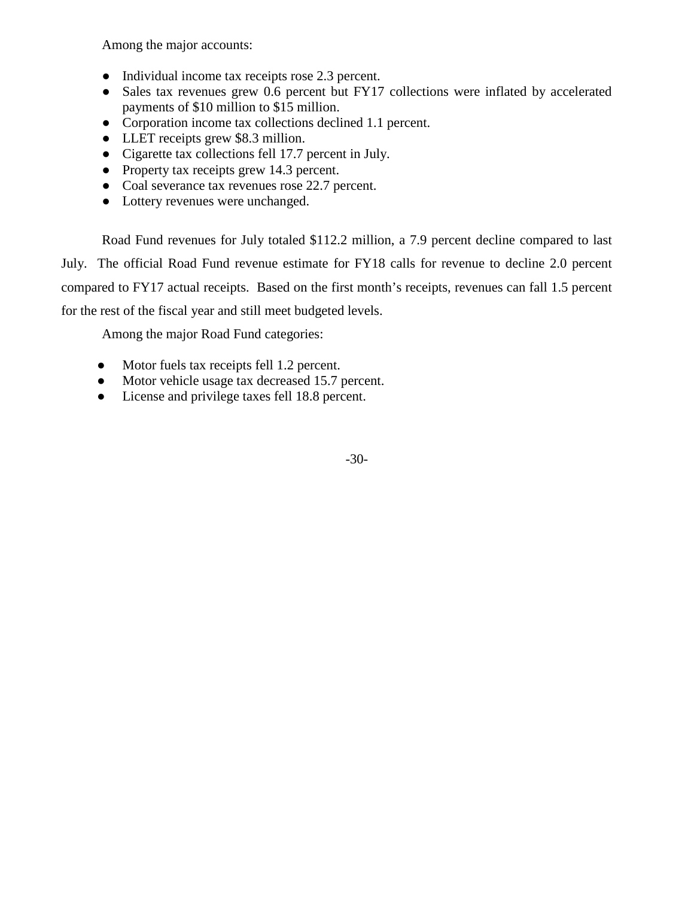Among the major accounts:

- Individual income tax receipts rose 2.3 percent.
- Sales tax revenues grew 0.6 percent but FY17 collections were inflated by accelerated payments of $10 million to $15 million.
- Corporation income tax collections declined 1.1 percent.
- LLET receipts grew $8.3 million.
- Cigarette tax collections fell 17.7 percent in July.
- Property tax receipts grew 14.3 percent.
- Coal severance tax revenues rose 22.7 percent.
- Lottery revenues were unchanged.

Road Fund revenues for July totaled $112.2 million, a 7.9 percent decline compared to last July. The official Road Fund revenue estimate for FY18 calls for revenue to decline 2.0 percent compared to FY17 actual receipts. Based on the first month's receipts, revenues can fall 1.5 percent for the rest of the fiscal year and still meet budgeted levels.

Among the major Road Fund categories:

- Motor fuels tax receipts fell 1.2 percent.
- Motor vehicle usage tax decreased 15.7 percent.
- License and privilege taxes fell 18.8 percent.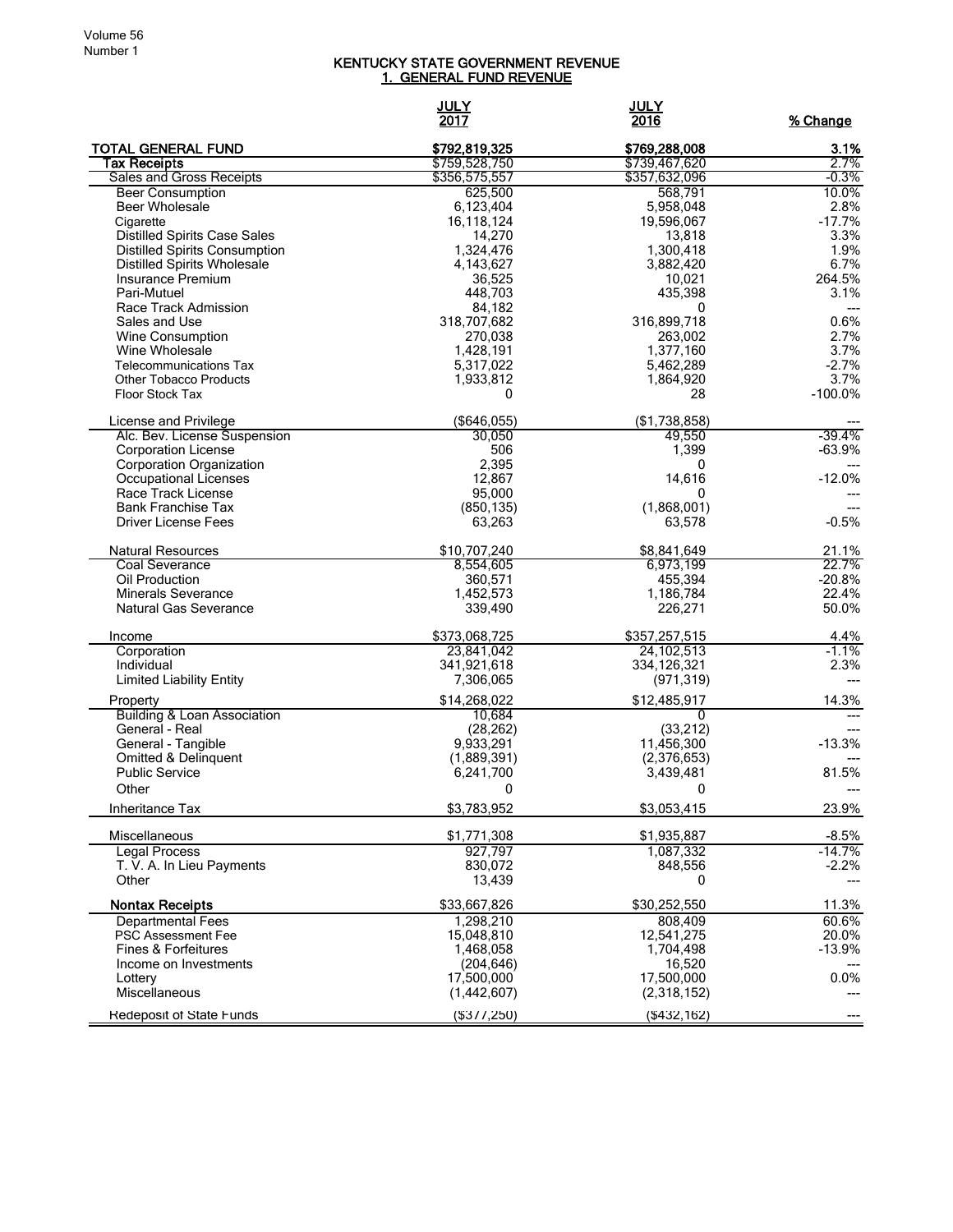# KENTUCKY STATE GOVERNMENT REVENUE

## 1. GENERAL FUND REVENUE

| | JULY 2017 | JULY 2016 | % Change |
|---|---|---|---|
| **TOTAL GENERAL FUND** | **$792,819,325** | **$769,288,008** | **3.1%** |
| **Tax Receipts** | $759,528,750 | $739,467,620 | 2.7% |
| Sales and Gross Receipts | $356,575,557 | $357,632,096 | -0.3% |
| Beer Consumption | 625,500 | 568,791 | 10.0% |
| Beer Wholesale | 6,123,404 | 5,958,048 | 2.8% |
| Cigarette | 16,118,124 | 19,596,067 | -17.7% |
| Distilled Spirits Case Sales | 14,270 | 13,818 | 3.3% |
| Distilled Spirits Consumption | 1,324,476 | 1,300,418 | 1.9% |
| Distilled Spirits Wholesale | 4,143,627 | 3,882,420 | 6.7% |
| Insurance Premium | 36,525 | 10,021 | 264.5% |
| Pari-Mutuel | 448,703 | 435,398 | 3.1% |
| Race Track Admission | 84,182 | 0 | --- |
| Sales and Use | 318,707,682 | 316,899,718 | 0.6% |
| Wine Consumption | 270,038 | 263,002 | 2.7% |
| Wine Wholesale | 1,428,191 | 1,377,160 | 3.7% |
| Telecommunications Tax | 5,317,022 | 5,462,289 | -2.7% |
| Other Tobacco Products | 1,933,812 | 1,864,920 | 3.7% |
| Floor Stock Tax | 0 | 28 | -100.0% |
| | | | |
| License and Privilege | ($646,055) | ($1,738,858) | --- |
| Alc. Bev. License Suspension | 30,050 | 49,550 | -39.4% |
| Corporation License | 506 | 1,399 | -63.9% |
| Corporation Organization | 2,395 | 0 | --- |
| Occupational Licenses | 12,867 | 14,616 | -12.0% |
| Race Track License | 95,000 | 0 | --- |
| Bank Franchise Tax | (850,135) | (1,868,001) | --- |
| Driver License Fees | 63,263 | 63,578 | -0.5% |
| | | | |
| Natural Resources | $10,707,240 | $8,841,649 | 21.1% |
| Coal Severance | 8,554,605 | 6,973,199 | 22.7% |
| Oil Production | 360,571 | 455,394 | -20.8% |
| Minerals Severance | 1,452,573 | 1,186,784 | 22.4% |
| Natural Gas Severance | 339,490 | 226,271 | 50.0% |
| | | | |
| Income | $373,068,725 | $357,257,515 | 4.4% |
| Corporation | 23,841,042 | 24,102,513 | -1.1% |
| Individual | 341,921,618 | 334,126,321 | 2.3% |
| Limited Liability Entity | 7,306,065 | (971,319) | --- |
| Property | $14,268,022 | $12,485,917 | 14.3% |
| Building & Loan Association | 10,684 | 0 | --- |
| General - Real | (28,262) | (33,212) | --- |
| General - Tangible | 9,933,291 | 11,456,300 | -13.3% |
| Omitted & Delinquent | (1,889,391) | (2,376,653) | --- |
| Public Service | 6,241,700 | 3,439,481 | 81.5% |
| Other | 0 | 0 | --- |
| Inheritance Tax | $3,783,952 | $3,053,415 | 23.9% |
| | | | |
| Miscellaneous | $1,771,308 | $1,935,887 | -8.5% |
| Legal Process | 927,797 | 1,087,332 | -14.7% |
| T. V. A. In Lieu Payments | 830,072 | 848,556 | -2.2% |
| Other | 13,439 | 0 | --- |
| | | | |
| **Nontax Receipts** | $33,667,826 | $30,252,550 | 11.3% |
| Departmental Fees | 1,298,210 | 808,409 | 60.6% |
| PSC Assessment Fee | 15,048,810 | 12,541,275 | 20.0% |
| Fines & Forfeitures | 1,468,058 | 1,704,498 | -13.9% |
| Income on Investments | (204,646) | 16,520 | --- |
| Lottery | 17,500,000 | 17,500,000 | 0.0% |
| Miscellaneous | (1,442,607) | (2,318,152) | --- |
| | | | |
| Redeposit of State Funds | ($377,250) | ($432,162) | --- |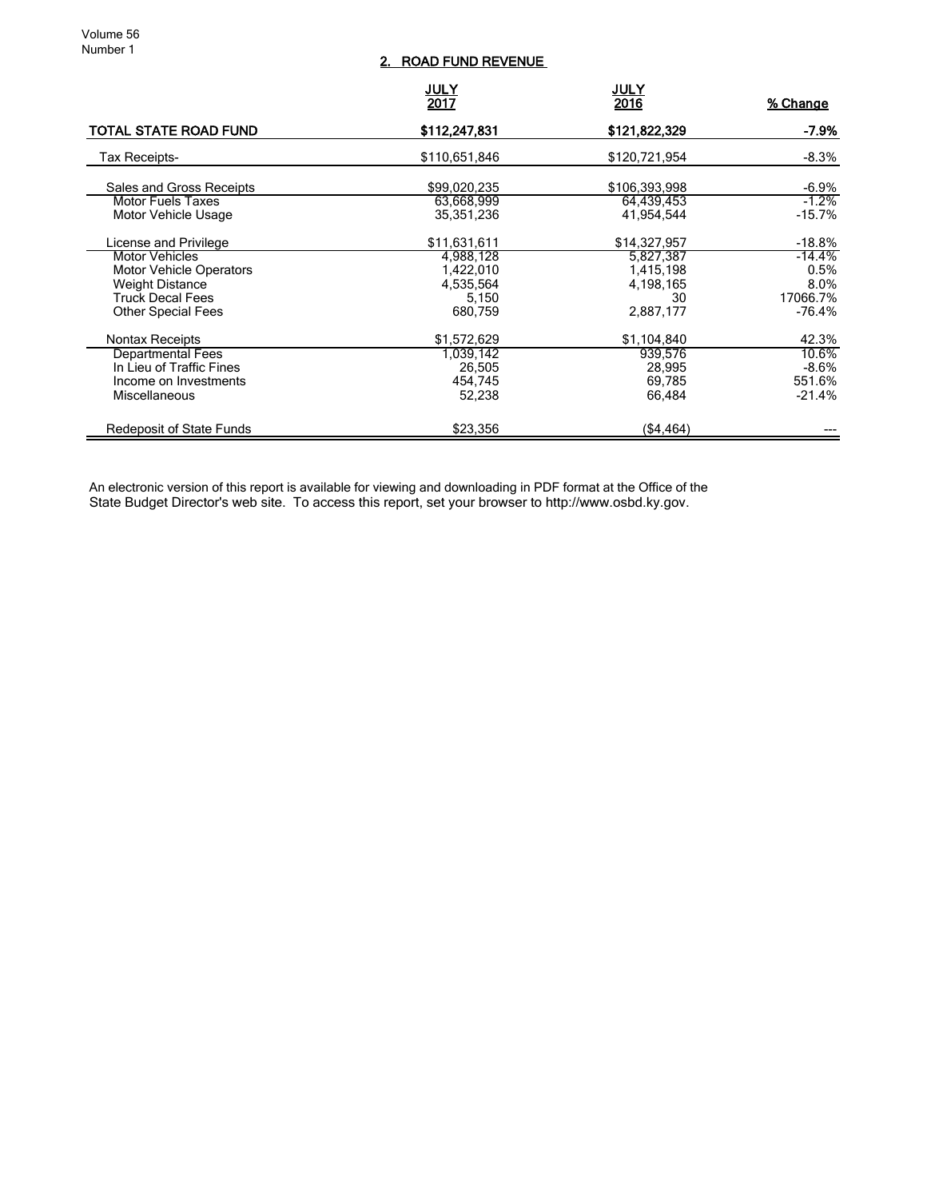## 2. ROAD FUND REVENUE

| | JULY 2017 | JULY 2016 | % Change |
|---|---|---|---|
| **TOTAL STATE ROAD FUND** | **$112,247,831** | **$121,822,329** | **-7.9%** |
| Tax Receipts- | $110,651,846 | $120,721,954 | -8.3% |
| Sales and Gross Receipts | $99,020,235 | $106,393,998 | -6.9% |
| Motor Fuels Taxes | 63,668,999 | 64,439,453 | -1.2% |
| Motor Vehicle Usage | 35,351,236 | 41,954,544 | -15.7% |
| License and Privilege | $11,631,611 | $14,327,957 | -18.8% |
| Motor Vehicles | 4,988,128 | 5,827,387 | -14.4% |
| Motor Vehicle Operators | 1,422,010 | 1,415,198 | 0.5% |
| Weight Distance | 4,535,564 | 4,198,165 | 8.0% |
| Truck Decal Fees | 5,150 | 30 | 17066.7% |
| Other Special Fees | 680,759 | 2,887,177 | -76.4% |
| Nontax Receipts | $1,572,629 | $1,104,840 | 42.3% |
| Departmental Fees | 1,039,142 | 939,576 | 10.6% |
| In Lieu of Traffic Fines | 26,505 | 28,995 | -8.6% |
| Income on Investments | 454,745 | 69,785 | 551.6% |
| Miscellaneous | 52,238 | 66,484 | -21.4% |
| Redeposit of State Funds | $23,356 | ($4,464) | --- |

An electronic version of this report is available for viewing and downloading in PDF format at the Office of the State Budget Director's web site. To access this report, set your browser to http://www.osbd.ky.gov.